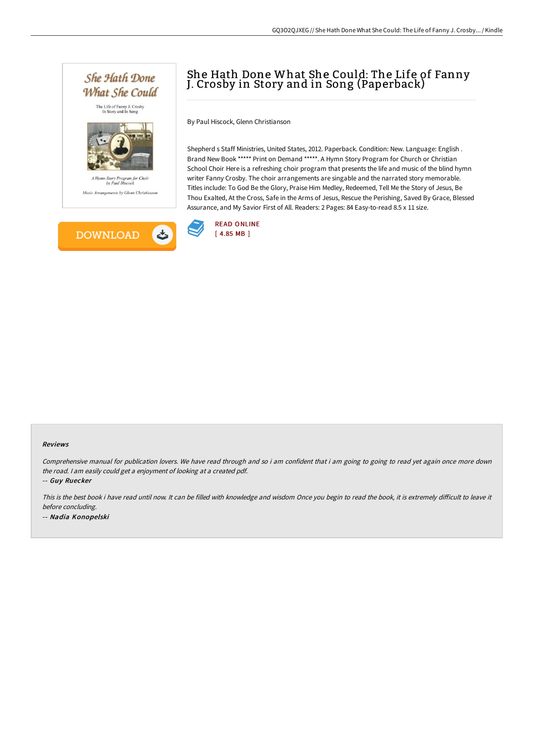# She Hath Done What She Could: The Life of Fanny J. Crosby in Story and in Song (Paperback)

By Paul Hiscock, Glenn Christianson

Shepherd s Staff Ministries, United States, 2012. Paperback. Condition: New. Language: English . Brand New Book ***** Print on Demand *****. A Hymn Story Program for Church or Christian School Choir Here is a refreshing choir program that presents the life and music of the blind hymn writer Fanny Crosby. The choir arrangements are singable and the narrated story memorable. Titles include: To God Be the Glory, Praise Him Medley, Redeemed, Tell Me the Story of Jesus, Be Thou Exalted, At the Cross, Safe in the Arms of Jesus, Rescue the Perishing, Saved By Grace, Blessed Assurance, and My Savior First of All. Readers: 2 Pages: 84 Easy-to-read 8.5 x 11 size.

DOWNLOAD

READ ONLINE
[ 4.85 MB ]

### Reviews

*Comprehensive manual for publication lovers. We have read through and so i am confident that i am going to going to read yet again once more down the road. I am easily could get a enjoyment of looking at a created pdf.*

-- ***Guy Ruecker***

*This is the best book i have read until now. It can be filled with knowledge and wisdom Once you begin to read the book, it is extremely difficult to leave it before concluding.*

-- ***Nadia Konopelski***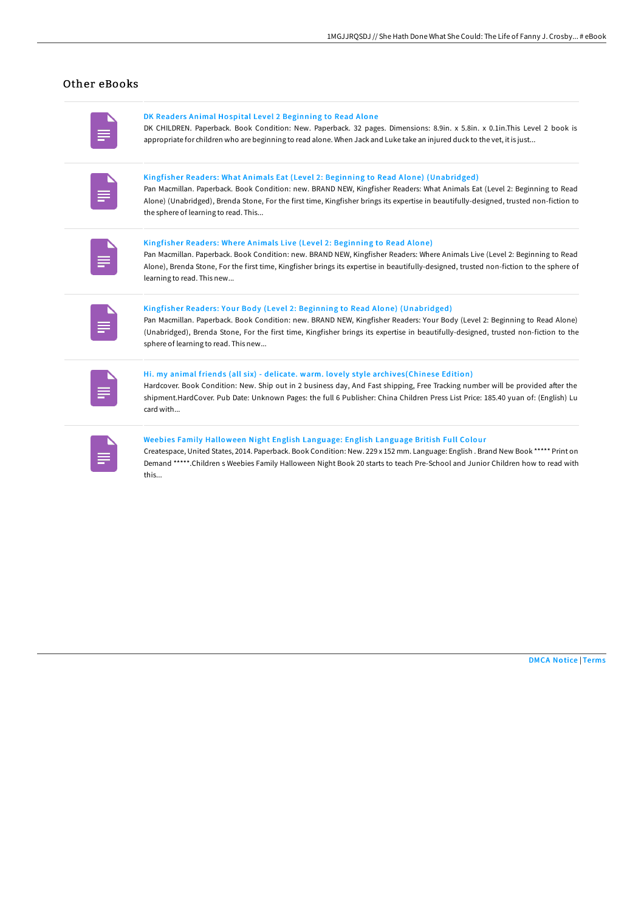## Other eBooks

### DK Readers Animal Hospital Level 2 Beginning to Read Alone

DK CHILDREN. Paperback. Book Condition: New. Paperback. 32 pages. Dimensions: 8.9in. x 5.8in. x 0.1in.This Level 2 book is appropriate for children who are beginning to read alone. When Jack and Luke take an injured duck to the vet, it is just...

### Kingfisher Readers: What Animals Eat (Level 2: Beginning to Read Alone) (Unabridged)

Pan Macmillan. Paperback. Book Condition: new. BRAND NEW, Kingfisher Readers: What Animals Eat (Level 2: Beginning to Read Alone) (Unabridged), Brenda Stone, For the first time, Kingfisher brings its expertise in beautifully-designed, trusted non-fiction to the sphere of learning to read. This...

### Kingfisher Readers: Where Animals Live (Level 2: Beginning to Read Alone)

Pan Macmillan. Paperback. Book Condition: new. BRAND NEW, Kingfisher Readers: Where Animals Live (Level 2: Beginning to Read Alone), Brenda Stone, For the first time, Kingfisher brings its expertise in beautifully-designed, trusted non-fiction to the sphere of learning to read. This new...

### Kingfisher Readers: Your Body (Level 2: Beginning to Read Alone) (Unabridged)

Pan Macmillan. Paperback. Book Condition: new. BRAND NEW, Kingfisher Readers: Your Body (Level 2: Beginning to Read Alone) (Unabridged), Brenda Stone, For the first time, Kingfisher brings its expertise in beautifully-designed, trusted non-fiction to the sphere of learning to read. This new...

### Hi. my animal friends (all six) - delicate. warm. lovely style archives(Chinese Edition)

Hardcover. Book Condition: New. Ship out in 2 business day, And Fast shipping, Free Tracking number will be provided after the shipment.HardCover. Pub Date: Unknown Pages: the full 6 Publisher: China Children Press List Price: 185.40 yuan of: (English) Lu card with...

### Weebies Family Halloween Night English Language: English Language British Full Colour

Createspace, United States, 2014. Paperback. Book Condition: New. 229 x 152 mm. Language: English . Brand New Book ***** Print on Demand *****.Children s Weebies Family Halloween Night Book 20 starts to teach Pre-School and Junior Children how to read with this...